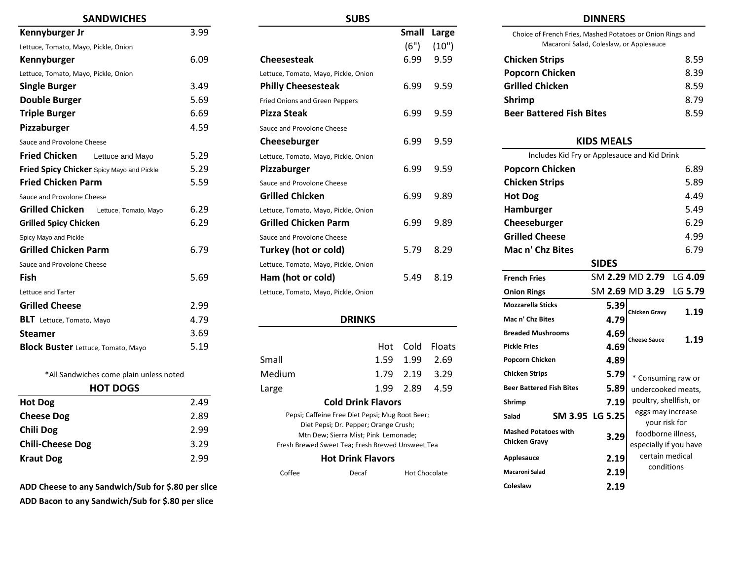## SANDWICHES

| Item | Price |
|---|---|
| **Kennyburger Jr** Lettuce, Tomato, Mayo, Pickle, Onion | 3.99 |
| **Kennyburger** Lettuce, Tomato, Mayo, Pickle, Onion | 6.09 |
| **Single Burger** | 3.49 |
| **Double Burger** | 5.69 |
| **Triple Burger** | 6.69 |
| **Pizzaburger** Sauce and Provolone Cheese | 4.59 |
| **Fried Chicken** Lettuce and Mayo | 5.29 |
| **Fried Spicy Chicken** Spicy Mayo and Pickle | 5.29 |
| **Fried Chicken Parm** Sauce and Provolone Cheese | 5.59 |
| **Grilled Chicken** Lettuce, Tomato, Mayo | 6.29 |
| **Grilled Spicy Chicken** Spicy Mayo and Pickle | 6.29 |
| **Grilled Chicken Parm** Sauce and Provolone Cheese | 6.79 |
| **Fish** Lettuce and Tarter | 5.69 |
| **Grilled Cheese** | 2.99 |
| **BLT** Lettuce, Tomato, Mayo | 4.79 |
| **Steamer** | 3.69 |
| **Block Buster** Lettuce, Tomato, Mayo | 5.19 |

*All Sandwiches come plain unless noted

## HOT DOGS

| Item | Price |
|---|---|
| **Hot Dog** | 2.49 |
| **Cheese Dog** | 2.89 |
| **Chili Dog** | 2.99 |
| **Chili-Cheese Dog** | 3.29 |
| **Kraut Dog** | 2.99 |

**ADD Cheese to any Sandwich/Sub for $.80 per slice**

**ADD Bacon to any Sandwich/Sub for $.80 per slice**

## SUBS

| | Small (6") | Large (10") |
|---|---|---|
| **Cheesesteak** Lettuce, Tomato, Mayo, Pickle, Onion | 6.99 | 9.59 |
| **Philly Cheesesteak** Fried Onions and Green Peppers | 6.99 | 9.59 |
| **Pizza Steak** Sauce and Provolone Cheese | 6.99 | 9.59 |
| **Cheeseburger** Lettuce, Tomato, Mayo, Pickle, Onion | 6.99 | 9.59 |
| **Pizzaburger** Sauce and Provolone Cheese | 6.99 | 9.59 |
| **Grilled Chicken** Lettuce, Tomato, Mayo, Pickle, Onion | 6.99 | 9.89 |
| **Grilled Chicken Parm** Sauce and Provolone Cheese | 6.99 | 9.89 |
| **Turkey (hot or cold)** Lettuce, Tomato, Mayo, Pickle, Onion | 5.79 | 8.29 |
| **Ham (hot or cold)** Lettuce, Tomato, Mayo, Pickle, Onion | 5.49 | 8.19 |

## DRINKS

| | Hot | Cold | Floats |
|---|---|---|---|
| Small | 1.59 | 1.99 | 2.69 |
| Medium | 1.79 | 2.19 | 3.29 |
| Large | 1.99 | 2.89 | 4.59 |

### Cold Drink Flavors

Pepsi; Caffeine Free Diet Pepsi; Mug Root Beer; Diet Pepsi; Dr. Pepper; Orange Crush; Mtn Dew; Sierra Mist; Pink Lemonade; Fresh Brewed Sweet Tea; Fresh Brewed Unsweet Tea

### Hot Drink Flavors

Coffee | Decaf | Hot Chocolate

## DINNERS

Choice of French Fries, Mashed Potatoes or Onion Rings and Macaroni Salad, Coleslaw, or Applesauce

| Item | Price |
|---|---|
| **Chicken Strips** | 8.59 |
| **Popcorn Chicken** | 8.39 |
| **Grilled Chicken** | 8.59 |
| **Shrimp** | 8.79 |
| **Beer Battered Fish Bites** | 8.59 |

## KIDS MEALS

Includes Kid Fry or Applesauce and Kid Drink

| Item | Price |
|---|---|
| **Popcorn Chicken** | 6.89 |
| **Chicken Strips** | 5.89 |
| **Hot Dog** | 4.49 |
| **Hamburger** | 5.49 |
| **Cheeseburger** | 6.29 |
| **Grilled Cheese** | 4.99 |
| **Mac n' Chz Bites** | 6.79 |

## SIDES

| Item | Price |
|---|---|
| **French Fries** | SM **2.29** MD **2.79** LG **4.09** |
| **Onion Rings** | SM **2.69** MD **3.29** LG **5.79** |
| **Mozzarella Sticks** | **5.39** |
| **Mac n' Chz Bites** | **4.79** |
| **Breaded Mushrooms** | **4.69** |
| **Pickle Fries** | **4.69** |
| **Popcorn Chicken** | **4.89** |
| **Chicken Strips** | **5.79** |
| **Beer Battered Fish Bites** | **5.89** |
| **Shrimp** | **7.19** |
| **Salad** | **SM 3.95 LG 5.25** |
| **Mashed Potatoes with Chicken Gravy** | **3.29** |
| **Applesauce** | **2.19** |
| **Macaroni Salad** | **2.19** |
| **Coleslaw** | **2.19** |
| **Chicken Gravy** | **1.19** |
| **Cheese Sauce** | **1.19** |

* Consuming raw or undercooked meats, poultry, shellfish, or eggs may increase your risk for foodborne illness, especially if you have certain medical conditions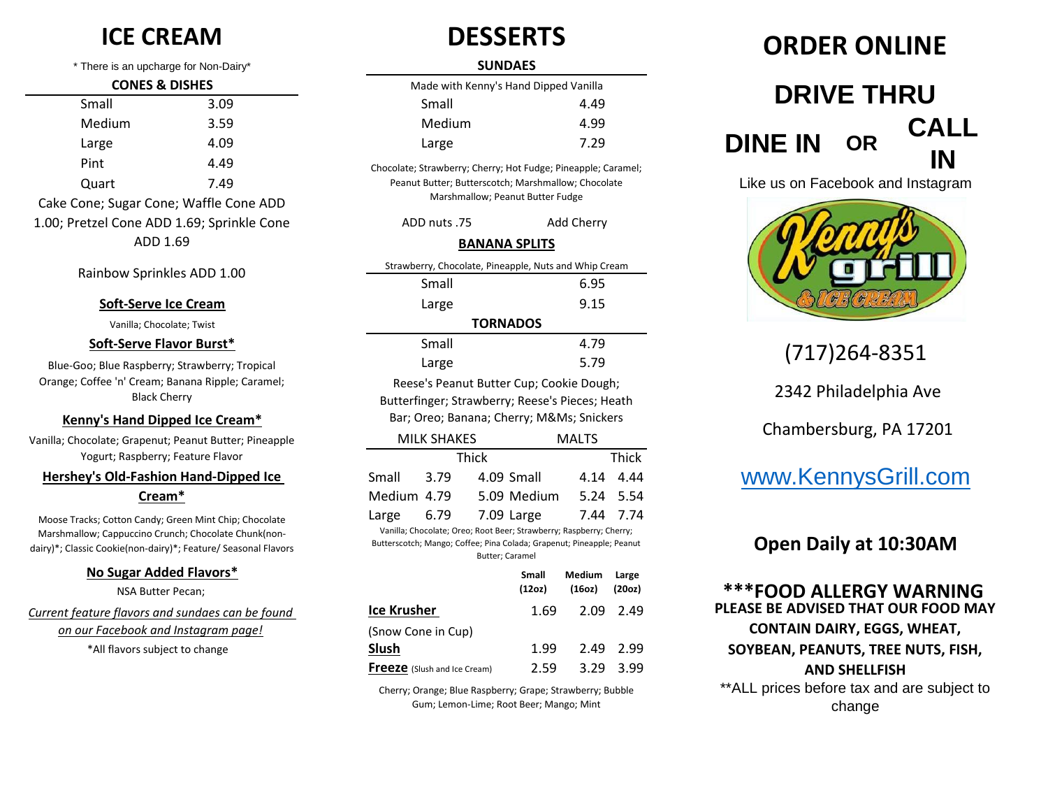# ICE CREAM

* There is an upcharge for Non-Dairy*

## CONES & DISHES

| | |
|---|---|
| Small | 3.09 |
| Medium | 3.59 |
| Large | 4.09 |
| Pint | 4.49 |
| Quart | 7.49 |

Cake Cone; Sugar Cone; Waffle Cone ADD 1.00; Pretzel Cone ADD 1.69; Sprinkle Cone ADD 1.69

Rainbow Sprinkles ADD 1.00

### Soft-Serve Ice Cream

Vanilla; Chocolate; Twist

### Soft-Serve Flavor Burst*

Blue-Goo; Blue Raspberry; Strawberry; Tropical Orange; Coffee 'n' Cream; Banana Ripple; Caramel; Black Cherry

### Kenny's Hand Dipped Ice Cream*

Vanilla; Chocolate; Grapenut; Peanut Butter; Pineapple Yogurt; Raspberry; Feature Flavor

### Hershey's Old-Fashion Hand-Dipped Ice Cream*

Moose Tracks; Cotton Candy; Green Mint Chip; Chocolate Marshmallow; Cappuccino Crunch; Chocolate Chunk(non-dairy)*; Classic Cookie(non-dairy)*; Feature/ Seasonal Flavors

### No Sugar Added Flavors*

NSA Butter Pecan;

*Current feature flavors and sundaes can be found on our Facebook and Instagram page!*

*All flavors subject to change

# DESSERTS

## SUNDAES

Made with Kenny's Hand Dipped Vanilla

| | |
|---|---|
| Small | 4.49 |
| Medium | 4.99 |
| Large | 7.29 |

Chocolate; Strawberry; Cherry; Hot Fudge; Pineapple; Caramel; Peanut Butter; Butterscotch; Marshmallow; Chocolate Marshmallow; Peanut Butter Fudge

ADD nuts .75    Add Cherry

## BANANA SPLITS

Strawberry, Chocolate, Pineapple, Nuts and Whip Cream

| | |
|---|---|
| Small | 6.95 |
| Large | 9.15 |

## TORNADOS

| | |
|---|---|
| Small | 4.79 |
| Large | 5.79 |

Reese's Peanut Butter Cup; Cookie Dough; Butterfinger; Strawberry; Reese's Pieces; Heath Bar; Oreo; Banana; Cherry; M&Ms; Snickers

| MILK SHAKES | | Thick | MALTS | | Thick |
|---|---|---|---|---|---|
| Small | 3.79 | 4.09 | Small | 4.14 | 4.44 |
| Medium | 4.79 | 5.09 | Medium | 5.24 | 5.54 |
| Large | 6.79 | 7.09 | Large | 7.44 | 7.74 |

Vanilla; Chocolate; Oreo; Root Beer; Strawberry; Raspberry; Cherry; Butterscotch; Mango; Coffee; Pina Colada; Grapenut; Pineapple; Peanut Butter; Caramel

| | Small (12oz) | Medium (16oz) | Large (20oz) |
|---|---|---|---|
| **Ice Krusher** (Snow Cone in Cup) | 1.69 | 2.09 | 2.49 |
| **Slush** | 1.99 | 2.49 | 2.99 |
| **Freeze** (Slush and Ice Cream) | 2.59 | 3.29 | 3.99 |

Cherry; Orange; Blue Raspberry; Grape; Strawberry; Bubble Gum; Lemon-Lime; Root Beer; Mango; Mint

# ORDER ONLINE

# DRIVE THRU

# DINE IN OR CALL IN

Like us on Facebook and Instagram

Kenny's grill & ICE CREAM

(717)264-8351

2342 Philadelphia Ave

Chambersburg, PA 17201

www.KennysGrill.com

## Open Daily at 10:30AM

## ***FOOD ALLERGY WARNING

**PLEASE BE ADVISED THAT OUR FOOD MAY CONTAIN DAIRY, EGGS, WHEAT, SOYBEAN, PEANUTS, TREE NUTS, FISH, AND SHELLFISH**

**ALL prices before tax and are subject to change